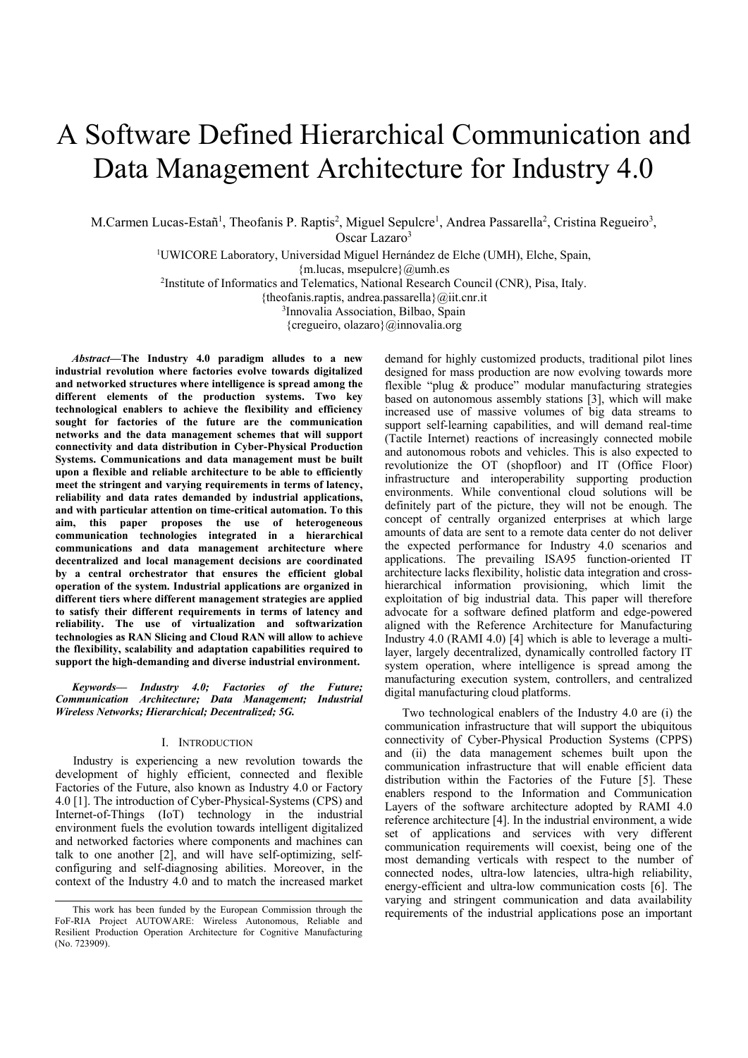# A Software Defined Hierarchical Communication and Data Management Architecture for Industry 4.0

M.Carmen Lucas-Estañ[1], Theofanis P. Raptis[2], Miguel Sepulcre[1], Andrea Passarella[2], Cristina Regueiro[3], Oscar Lazaro[3]

[1]UWICORE Laboratory, Universidad Miguel Hernández de Elche (UMH), Elche, Spain,
{m.lucas, msepulcre}@umh.es

[2]Institute of Informatics and Telematics, National Research Council (CNR), Pisa, Italy.
{theofanis.raptis, andrea.passarella}@iit.cnr.it

[3]Innovalia Association, Bilbao, Spain
{cregueiro, olazaro}@innovalia.org

***Abstract*—The Industry 4.0 paradigm alludes to a new industrial revolution where factories evolve towards digitalized and networked structures where intelligence is spread among the different elements of the production systems. Two key technological enablers to achieve the flexibility and efficiency sought for factories of the future are the communication networks and the data management schemes that will support connectivity and data distribution in Cyber-Physical Production Systems. Communications and data management must be built upon a flexible and reliable architecture to be able to efficiently meet the stringent and varying requirements in terms of latency, reliability and data rates demanded by industrial applications, and with particular attention on time-critical automation. To this aim, this paper proposes the use of heterogeneous communication technologies integrated in a hierarchical communications and data management architecture where decentralized and local management decisions are coordinated by a central orchestrator that ensures the efficient global operation of the system. Industrial applications are organized in different tiers where different management strategies are applied to satisfy their different requirements in terms of latency and reliability. The use of virtualization and softwarization technologies as RAN Slicing and Cloud RAN will allow to achieve the flexibility, scalability and adaptation capabilities required to support the high-demanding and diverse industrial environment.**

***Keywords*— Industry 4.0; Factories of the Future; Communication Architecture; Data Management; Industrial Wireless Networks; Hierarchical; Decentralized; 5G.**

## I. INTRODUCTION

Industry is experiencing a new revolution towards the development of highly efficient, connected and flexible Factories of the Future, also known as Industry 4.0 or Factory 4.0 [1]. The introduction of Cyber-Physical-Systems (CPS) and Internet-of-Things (IoT) technology in the industrial environment fuels the evolution towards intelligent digitalized and networked factories where components and machines can talk to one another [2], and will have self-optimizing, self-configuring and self-diagnosing abilities. Moreover, in the context of the Industry 4.0 and to match the increased market demand for highly customized products, traditional pilot lines designed for mass production are now evolving towards more flexible "plug & produce" modular manufacturing strategies based on autonomous assembly stations [3], which will make increased use of massive volumes of big data streams to support self-learning capabilities, and will demand real-time (Tactile Internet) reactions of increasingly connected mobile and autonomous robots and vehicles. This is also expected to revolutionize the OT (shopfloor) and IT (Office Floor) infrastructure and interoperability supporting production environments. While conventional cloud solutions will be definitely part of the picture, they will not be enough. The concept of centrally organized enterprises at which large amounts of data are sent to a remote data center do not deliver the expected performance for Industry 4.0 scenarios and applications. The prevailing ISA95 function-oriented IT architecture lacks flexibility, holistic data integration and cross-hierarchical information provisioning, which limit the exploitation of big industrial data. This paper will therefore advocate for a software defined platform and edge-powered aligned with the Reference Architecture for Manufacturing Industry 4.0 (RAMI 4.0) [4] which is able to leverage a multi-layer, largely decentralized, dynamically controlled factory IT system operation, where intelligence is spread among the manufacturing execution system, controllers, and centralized digital manufacturing cloud platforms.

Two technological enablers of the Industry 4.0 are (i) the communication infrastructure that will support the ubiquitous connectivity of Cyber-Physical Production Systems (CPPS) and (ii) the data management schemes built upon the communication infrastructure that will enable efficient data distribution within the Factories of the Future [5]. These enablers respond to the Information and Communication Layers of the software architecture adopted by RAMI 4.0 reference architecture [4]. In the industrial environment, a wide set of applications and services with very different communication requirements will coexist, being one of the most demanding verticals with respect to the number of connected nodes, ultra-low latencies, ultra-high reliability, energy-efficient and ultra-low communication costs [6]. The varying and stringent communication and data availability requirements of the industrial applications pose an important

This work has been funded by the European Commission through the FoF-RIA Project AUTOWARE: Wireless Autonomous, Reliable and Resilient Production Operation Architecture for Cognitive Manufacturing (No. 723909).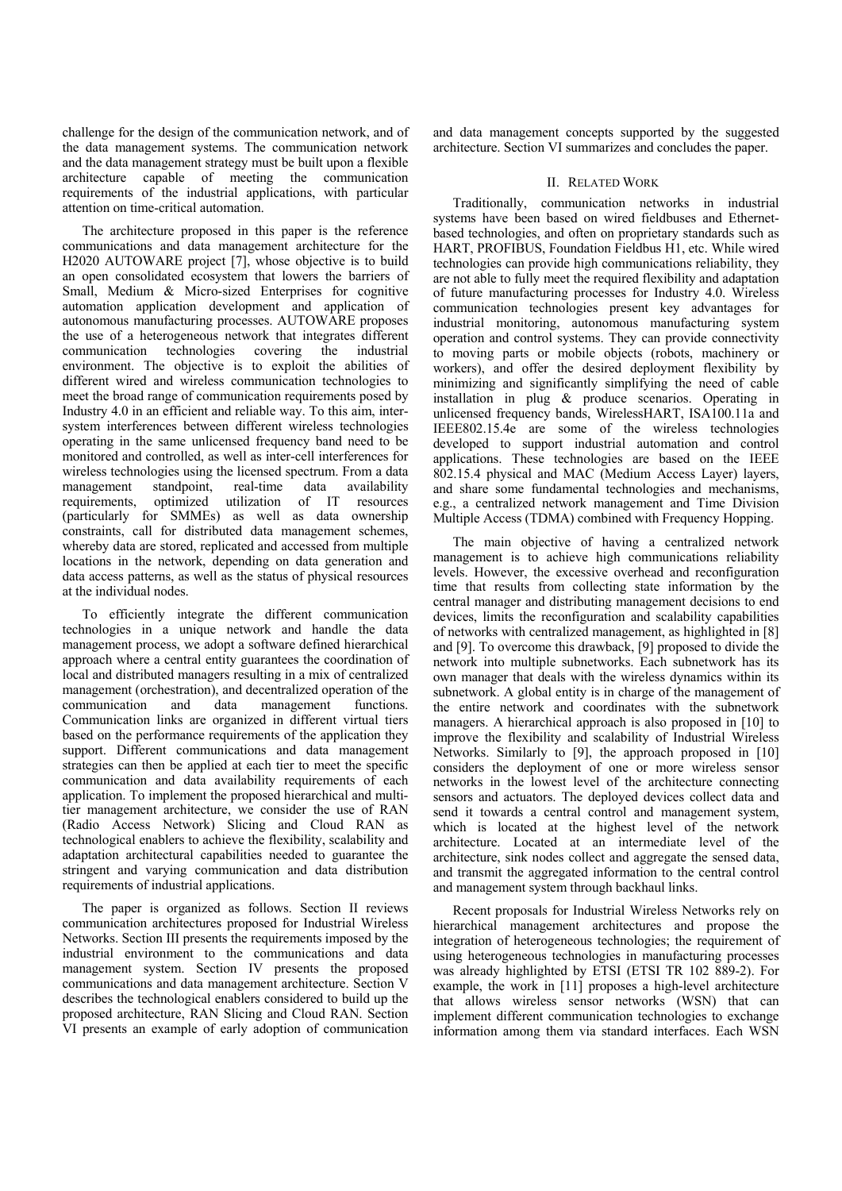challenge for the design of the communication network, and of the data management systems. The communication network and the data management strategy must be built upon a flexible architecture capable of meeting the communication requirements of the industrial applications, with particular attention on time-critical automation.

The architecture proposed in this paper is the reference communications and data management architecture for the H2020 AUTOWARE project [7], whose objective is to build an open consolidated ecosystem that lowers the barriers of Small, Medium & Micro-sized Enterprises for cognitive automation application development and application of autonomous manufacturing processes. AUTOWARE proposes the use of a heterogeneous network that integrates different communication technologies covering the industrial environment. The objective is to exploit the abilities of different wired and wireless communication technologies to meet the broad range of communication requirements posed by Industry 4.0 in an efficient and reliable way. To this aim, inter-system interferences between different wireless technologies operating in the same unlicensed frequency band need to be monitored and controlled, as well as inter-cell interferences for wireless technologies using the licensed spectrum. From a data management standpoint, real-time data availability requirements, optimized utilization of IT resources (particularly for SMMEs) as well as data ownership constraints, call for distributed data management schemes, whereby data are stored, replicated and accessed from multiple locations in the network, depending on data generation and data access patterns, as well as the status of physical resources at the individual nodes.

To efficiently integrate the different communication technologies in a unique network and handle the data management process, we adopt a software defined hierarchical approach where a central entity guarantees the coordination of local and distributed managers resulting in a mix of centralized management (orchestration), and decentralized operation of the communication and data management functions. Communication links are organized in different virtual tiers based on the performance requirements of the application they support. Different communications and data management strategies can then be applied at each tier to meet the specific communication and data availability requirements of each application. To implement the proposed hierarchical and multi-tier management architecture, we consider the use of RAN (Radio Access Network) Slicing and Cloud RAN as technological enablers to achieve the flexibility, scalability and adaptation architectural capabilities needed to guarantee the stringent and varying communication and data distribution requirements of industrial applications.

The paper is organized as follows. Section II reviews communication architectures proposed for Industrial Wireless Networks. Section III presents the requirements imposed by the industrial environment to the communications and data management system. Section IV presents the proposed communications and data management architecture. Section V describes the technological enablers considered to build up the proposed architecture, RAN Slicing and Cloud RAN. Section VI presents an example of early adoption of communication and data management concepts supported by the suggested architecture. Section VI summarizes and concludes the paper.

## II. Related Work

Traditionally, communication networks in industrial systems have been based on wired fieldbuses and Ethernet-based technologies, and often on proprietary standards such as HART, PROFIBUS, Foundation Fieldbus H1, etc. While wired technologies can provide high communications reliability, they are not able to fully meet the required flexibility and adaptation of future manufacturing processes for Industry 4.0. Wireless communication technologies present key advantages for industrial monitoring, autonomous manufacturing system operation and control systems. They can provide connectivity to moving parts or mobile objects (robots, machinery or workers), and offer the desired deployment flexibility by minimizing and significantly simplifying the need of cable installation in plug & produce scenarios. Operating in unlicensed frequency bands, WirelessHART, ISA100.11a and IEEE802.15.4e are some of the wireless technologies developed to support industrial automation and control applications. These technologies are based on the IEEE 802.15.4 physical and MAC (Medium Access Layer) layers, and share some fundamental technologies and mechanisms, e.g., a centralized network management and Time Division Multiple Access (TDMA) combined with Frequency Hopping.

The main objective of having a centralized network management is to achieve high communications reliability levels. However, the excessive overhead and reconfiguration time that results from collecting state information by the central manager and distributing management decisions to end devices, limits the reconfiguration and scalability capabilities of networks with centralized management, as highlighted in [8] and [9]. To overcome this drawback, [9] proposed to divide the network into multiple subnetworks. Each subnetwork has its own manager that deals with the wireless dynamics within its subnetwork. A global entity is in charge of the management of the entire network and coordinates with the subnetwork managers. A hierarchical approach is also proposed in [10] to improve the flexibility and scalability of Industrial Wireless Networks. Similarly to [9], the approach proposed in [10] considers the deployment of one or more wireless sensor networks in the lowest level of the architecture connecting sensors and actuators. The deployed devices collect data and send it towards a central control and management system, which is located at the highest level of the network architecture. Located at an intermediate level of the architecture, sink nodes collect and aggregate the sensed data, and transmit the aggregated information to the central control and management system through backhaul links.

Recent proposals for Industrial Wireless Networks rely on hierarchical management architectures and propose the integration of heterogeneous technologies; the requirement of using heterogeneous technologies in manufacturing processes was already highlighted by ETSI (ETSI TR 102 889-2). For example, the work in [11] proposes a high-level architecture that allows wireless sensor networks (WSN) that can implement different communication technologies to exchange information among them via standard interfaces. Each WSN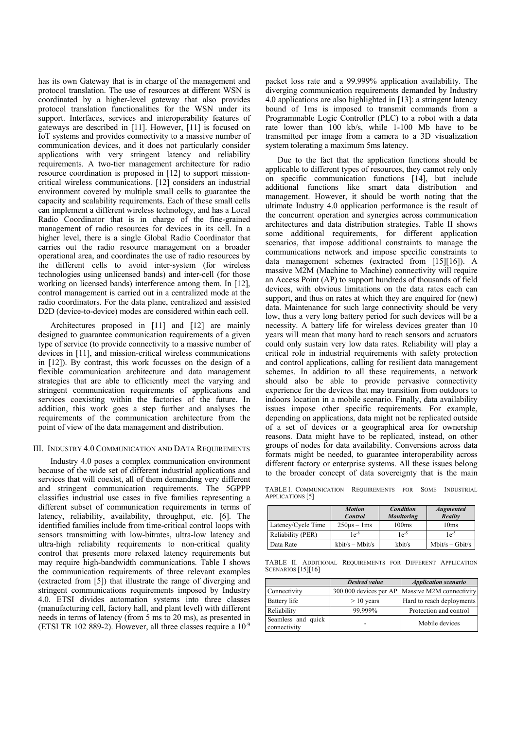has its own Gateway that is in charge of the management and protocol translation. The use of resources at different WSN is coordinated by a higher-level gateway that also provides protocol translation functionalities for the WSN under its support. Interfaces, services and interoperability features of gateways are described in [11]. However, [11] is focused on IoT systems and provides connectivity to a massive number of communication devices, and it does not particularly consider applications with very stringent latency and reliability requirements. A two-tier management architecture for radio resource coordination is proposed in [12] to support mission-critical wireless communications. [12] considers an industrial environment covered by multiple small cells to guarantee the capacity and scalability requirements. Each of these small cells can implement a different wireless technology, and has a Local Radio Coordinator that is in charge of the fine-grained management of radio resources for devices in its cell. In a higher level, there is a single Global Radio Coordinator that carries out the radio resource management on a broader operational area, and coordinates the use of radio resources by the different cells to avoid inter-system (for wireless technologies using unlicensed bands) and inter-cell (for those working on licensed bands) interference among them. In [12], control management is carried out in a centralized mode at the radio coordinators. For the data plane, centralized and assisted D2D (device-to-device) modes are considered within each cell.

Architectures proposed in [11] and [12] are mainly designed to guarantee communication requirements of a given type of service (to provide connectivity to a massive number of devices in [11], and mission-critical wireless communications in [12]). By contrast, this work focusses on the design of a flexible communication architecture and data management strategies that are able to efficiently meet the varying and stringent communication requirements of applications and services coexisting within the factories of the future. In addition, this work goes a step further and analyses the requirements of the communication architecture from the point of view of the data management and distribution.

## III. Industry 4.0 Communication and Data Requirements

Industry 4.0 poses a complex communication environment because of the wide set of different industrial applications and services that will coexist, all of them demanding very different and stringent communication requirements. The 5GPPP classifies industrial use cases in five families representing a different subset of communication requirements in terms of latency, reliability, availability, throughput, etc. [6]. The identified families include from time-critical control loops with sensors transmitting with low-bitrates, ultra-low latency and ultra-high reliability requirements to non-critical quality control that presents more relaxed latency requirements but may require high-bandwidth communications. Table I shows the communication requirements of three relevant examples (extracted from [5]) that illustrate the range of diverging and stringent communications requirements imposed by Industry 4.0. ETSI divides automation systems into three classes (manufacturing cell, factory hall, and plant level) with different needs in terms of latency (from 5 ms to 20 ms), as presented in (ETSI TR 102 889-2). However, all three classes require a $10^{-9}$ packet loss rate and a 99.999% application availability. The diverging communication requirements demanded by Industry 4.0 applications are also highlighted in [13]: a stringent latency bound of 1ms is imposed to transmit commands from a Programmable Logic Controller (PLC) to a robot with a data rate lower than 100 kb/s, while 1-100 Mb have to be transmitted per image from a camera to a 3D visualization system tolerating a maximum 5ms latency.

Due to the fact that the application functions should be applicable to different types of resources, they cannot rely only on specific communication functions [14], but include additional functions like smart data distribution and management. However, it should be worth noting that the ultimate Industry 4.0 application performance is the result of the concurrent operation and synergies across communication architectures and data distribution strategies. Table II shows some additional requirements, for different application scenarios, that impose additional constraints to manage the communications network and impose specific constraints to data management schemes (extracted from [15][16]). A massive M2M (Machine to Machine) connectivity will require an Access Point (AP) to support hundreds of thousands of field devices, with obvious limitations on the data rates each can support, and thus on rates at which they are enquired for (new) data. Maintenance for such large connectivity should be very low, thus a very long battery period for such devices will be a necessity. A battery life for wireless devices greater than 10 years will mean that many hard to reach sensors and actuators could only sustain very low data rates. Reliability will play a critical role in industrial requirements with safety protection and control applications, calling for resilient data management schemes. In addition to all these requirements, a network should also be able to provide pervasive connectivity experience for the devices that may transition from outdoors to indoors location in a mobile scenario. Finally, data availability issues impose other specific requirements. For example, depending on applications, data might not be replicated outside of a set of devices or a geographical area for ownership reasons. Data might have to be replicated, instead, on other groups of nodes for data availability. Conversions across data formats might be needed, to guarantee interoperability across different factory or enterprise systems. All these issues belong to the broader concept of data sovereignty that is the main

TABLE I. Communication Requirements for Some Industrial Applications [5]

| | *Motion Control* | *Condition Monitoring* | *Augmented Reality* |
|---|---|---|---|
| Latency/Cycle Time | 250µs – 1ms | 100ms | 10ms |
| Reliability (PER) | $1e^{-8}$ | $1e^{-5}$ | $1e^{-5}$ |
| Data Rate | kbit/s – Mbit/s | kbit/s | Mbit/s – Gbit/s |

TABLE II. Additional Requirements for Different Application Scenarios [15][16]

| | *Desired value* | *Application scenario* |
|---|---|---|
| Connectivity | 300.000 devices per AP | Massive M2M connectivity |
| Battery life | > 10 years | Hard to reach deployments |
| Reliability | 99.999% | Protection and control |
| Seamless and quick connectivity | - | Mobile devices |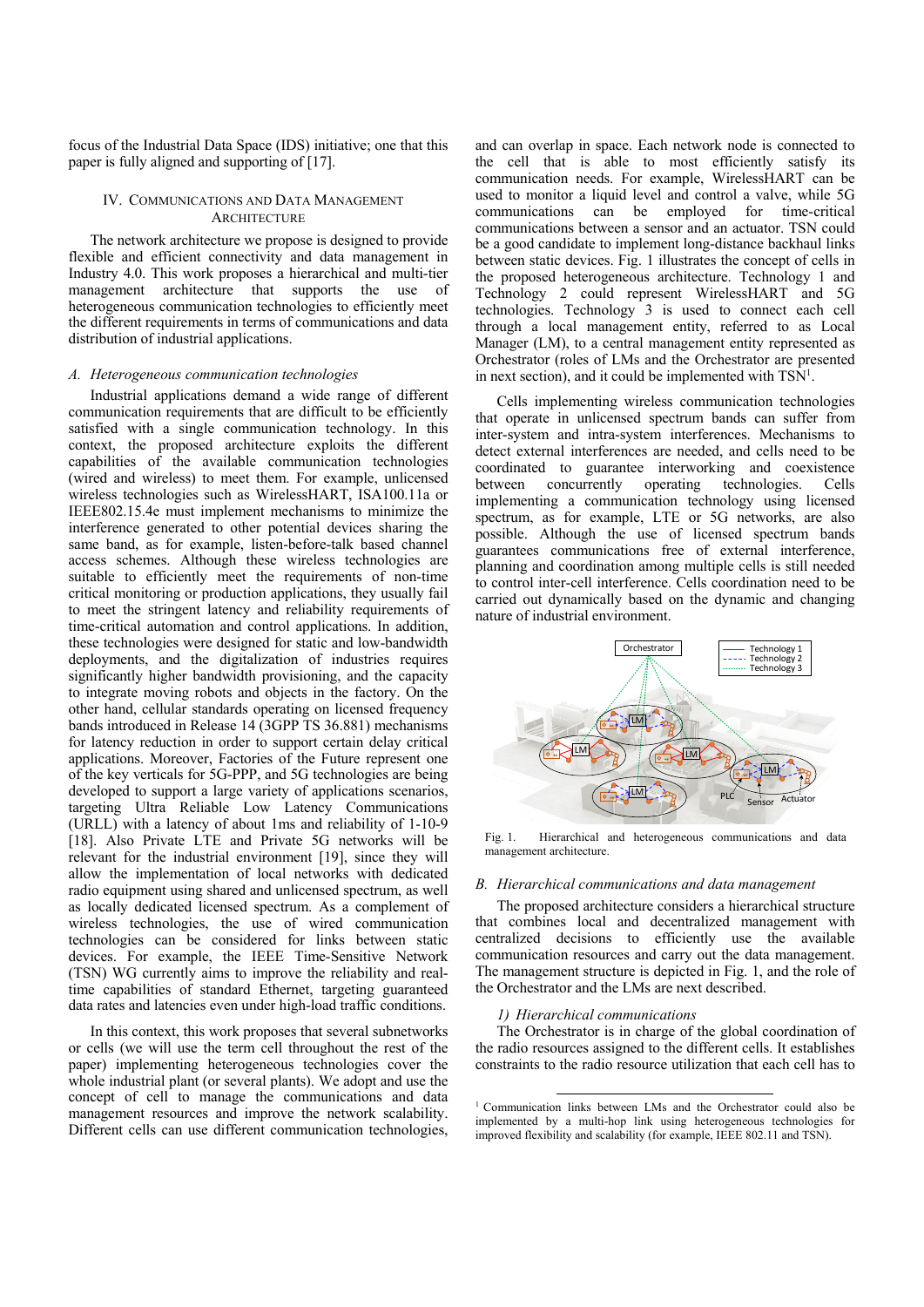focus of the Industrial Data Space (IDS) initiative; one that this paper is fully aligned and supporting of [17].

## IV. Communications and Data Management Architecture

The network architecture we propose is designed to provide flexible and efficient connectivity and data management in Industry 4.0. This work proposes a hierarchical and multi-tier management architecture that supports the use of heterogeneous communication technologies to efficiently meet the different requirements in terms of communications and data distribution of industrial applications.

### A. Heterogeneous communication technologies

Industrial applications demand a wide range of different communication requirements that are difficult to be efficiently satisfied with a single communication technology. In this context, the proposed architecture exploits the different capabilities of the available communication technologies (wired and wireless) to meet them. For example, unlicensed wireless technologies such as WirelessHART, ISA100.11a or IEEE802.15.4e must implement mechanisms to minimize the interference generated to other potential devices sharing the same band, as for example, listen-before-talk based channel access schemes. Although these wireless technologies are suitable to efficiently meet the requirements of non-time critical monitoring or production applications, they usually fail to meet the stringent latency and reliability requirements of time-critical automation and control applications. In addition, these technologies were designed for static and low-bandwidth deployments, and the digitalization of industries requires significantly higher bandwidth provisioning, and the capacity to integrate moving robots and objects in the factory. On the other hand, cellular standards operating on licensed frequency bands introduced in Release 14 (3GPP TS 36.881) mechanisms for latency reduction in order to support certain delay critical applications. Moreover, Factories of the Future represent one of the key verticals for 5G-PPP, and 5G technologies are being developed to support a large variety of applications scenarios, targeting Ultra Reliable Low Latency Communications (URLL) with a latency of about 1ms and reliability of 1-10-9 [18]. Also Private LTE and Private 5G networks will be relevant for the industrial environment [19], since they will allow the implementation of local networks with dedicated radio equipment using shared and unlicensed spectrum, as well as locally dedicated licensed spectrum. As a complement of wireless technologies, the use of wired communication technologies can be considered for links between static devices. For example, the IEEE Time-Sensitive Network (TSN) WG currently aims to improve the reliability and real-time capabilities of standard Ethernet, targeting guaranteed data rates and latencies even under high-load traffic conditions.

In this context, this work proposes that several subnetworks or cells (we will use the term cell throughout the rest of the paper) implementing heterogeneous technologies cover the whole industrial plant (or several plants). We adopt and use the concept of cell to manage the communications and data management resources and improve the network scalability. Different cells can use different communication technologies, and can overlap in space. Each network node is connected to the cell that is able to most efficiently satisfy its communication needs. For example, WirelessHART can be used to monitor a liquid level and control a valve, while 5G communications can be employed for time-critical communications between a sensor and an actuator. TSN could be a good candidate to implement long-distance backhaul links between static devices. Fig. 1 illustrates the concept of cells in the proposed heterogeneous architecture. Technology 1 and Technology 2 could represent WirelessHART and 5G technologies. Technology 3 is used to connect each cell through a local management entity, referred to as Local Manager (LM), to a central management entity represented as Orchestrator (roles of LMs and the Orchestrator are presented in next section), and it could be implemented with TSN[1].

Cells implementing wireless communication technologies that operate in unlicensed spectrum bands can suffer from inter-system and intra-system interferences. Mechanisms to detect external interferences are needed, and cells need to be coordinated to guarantee interworking and coexistence between concurrently operating technologies. Cells implementing a communication technology using licensed spectrum, as for example, LTE or 5G networks, are also possible. Although the use of licensed spectrum bands guarantees communications free of external interference, planning and coordination among multiple cells is still needed to control inter-cell interference. Cells coordination need to be carried out dynamically based on the dynamic and changing nature of industrial environment.

Orchestrator
Technology 1
Technology 2
Technology 3
LM
PLC
Sensor
Actuator

Fig. 1. Hierarchical and heterogeneous communications and data management architecture.

### B. Hierarchical communications and data management

The proposed architecture considers a hierarchical structure that combines local and decentralized management with centralized decisions to efficiently use the available communication resources and carry out the data management. The management structure is depicted in Fig. 1, and the role of the Orchestrator and the LMs are next described.

#### 1) Hierarchical communications

The Orchestrator is in charge of the global coordination of the radio resources assigned to the different cells. It establishes constraints to the radio resource utilization that each cell has to

[1] Communication links between LMs and the Orchestrator could also be implemented by a multi-hop link using heterogeneous technologies for improved flexibility and scalability (for example, IEEE 802.11 and TSN).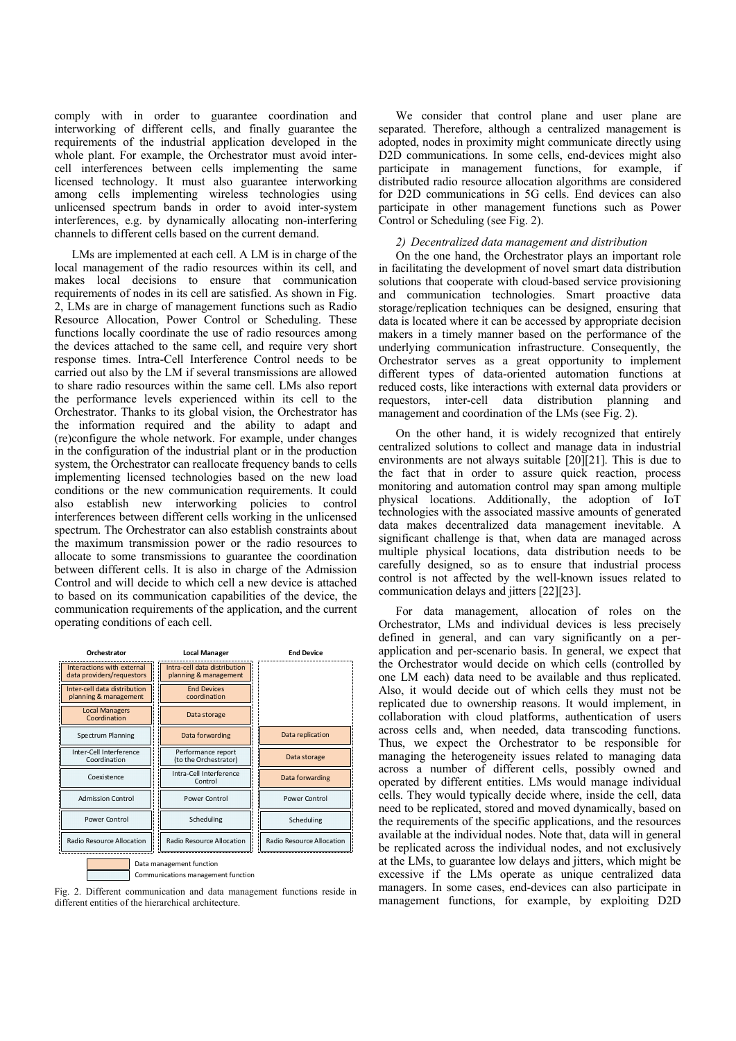comply with in order to guarantee coordination and interworking of different cells, and finally guarantee the requirements of the industrial application developed in the whole plant. For example, the Orchestrator must avoid inter-cell interferences between cells implementing the same licensed technology. It must also guarantee interworking among cells implementing wireless technologies using unlicensed spectrum bands in order to avoid inter-system interferences, e.g. by dynamically allocating non-interfering channels to different cells based on the current demand.

LMs are implemented at each cell. A LM is in charge of the local management of the radio resources within its cell, and makes local decisions to ensure that communication requirements of nodes in its cell are satisfied. As shown in Fig. 2, LMs are in charge of management functions such as Radio Resource Allocation, Power Control or Scheduling. These functions locally coordinate the use of radio resources among the devices attached to the same cell, and require very short response times. Intra-Cell Interference Control needs to be carried out also by the LM if several transmissions are allowed to share radio resources within the same cell. LMs also report the performance levels experienced within its cell to the Orchestrator. Thanks to its global vision, the Orchestrator has the information required and the ability to adapt and (re)configure the whole network. For example, under changes in the configuration of the industrial plant or in the production system, the Orchestrator can reallocate frequency bands to cells implementing licensed technologies based on the new load conditions or the new communication requirements. It could also establish new interworking policies to control interferences between different cells working in the unlicensed spectrum. The Orchestrator can also establish constraints about the maximum transmission power or the radio resources to allocate to some transmissions to guarantee the coordination between different cells. It is also in charge of the Admission Control and will decide to which cell a new device is attached to based on its communication capabilities of the device, the communication requirements of the application, and the current operating conditions of each cell.

Orchestrator
Interactions with external data providers/requestors
Inter-cell data distribution planning & management
Local Managers Coordination
Spectrum Planning
Inter-Cell Interference Coordination
Coexistence
Admission Control
Power Control
Radio Resource Allocation

Local Manager
Intra-cell data distribution planning & management
End Devices coordination
Data storage
Data forwarding
Performance report (to the Orchestrator)
Intra-Cell Interference Control
Power Control
Scheduling
Radio Resource Allocation

End Device
Data replication
Data storage
Data forwarding
Power Control
Scheduling
Radio Resource Allocation

Data management function
Communications management function

Fig. 2. Different communication and data management functions reside in different entities of the hierarchical architecture.

We consider that control plane and user plane are separated. Therefore, although a centralized management is adopted, nodes in proximity might communicate directly using D2D communications. In some cells, end-devices might also participate in management functions, for example, if distributed radio resource allocation algorithms are considered for D2D communications in 5G cells. End devices can also participate in other management functions such as Power Control or Scheduling (see Fig. 2).

*2) Decentralized data management and distribution*

On the one hand, the Orchestrator plays an important role in facilitating the development of novel smart data distribution solutions that cooperate with cloud-based service provisioning and communication technologies. Smart proactive data storage/replication techniques can be designed, ensuring that data is located where it can be accessed by appropriate decision makers in a timely manner based on the performance of the underlying communication infrastructure. Consequently, the Orchestrator serves as a great opportunity to implement different types of data-oriented automation functions at reduced costs, like interactions with external data providers or requestors, inter-cell data distribution planning and management and coordination of the LMs (see Fig. 2).

On the other hand, it is widely recognized that entirely centralized solutions to collect and manage data in industrial environments are not always suitable [20][21]. This is due to the fact that in order to assure quick reaction, process monitoring and automation control may span among multiple physical locations. Additionally, the adoption of IoT technologies with the associated massive amounts of generated data makes decentralized data management inevitable. A significant challenge is that, when data are managed across multiple physical locations, data distribution needs to be carefully designed, so as to ensure that industrial process control is not affected by the well-known issues related to communication delays and jitters [22][23].

For data management, allocation of roles on the Orchestrator, LMs and individual devices is less precisely defined in general, and can vary significantly on a per-application and per-scenario basis. In general, we expect that the Orchestrator would decide on which cells (controlled by one LM each) data need to be available and thus replicated. Also, it would decide out of which cells they must not be replicated due to ownership reasons. It would implement, in collaboration with cloud platforms, authentication of users across cells and, when needed, data transcoding functions. Thus, we expect the Orchestrator to be responsible for managing the heterogeneity issues related to managing data across a number of different cells, possibly owned and operated by different entities. LMs would manage individual cells. They would typically decide where, inside the cell, data need to be replicated, stored and moved dynamically, based on the requirements of the specific applications, and the resources available at the individual nodes. Note that, data will in general be replicated across the individual nodes, and not exclusively at the LMs, to guarantee low delays and jitters, which might be excessive if the LMs operate as unique centralized data managers. In some cases, end-devices can also participate in management functions, for example, by exploiting D2D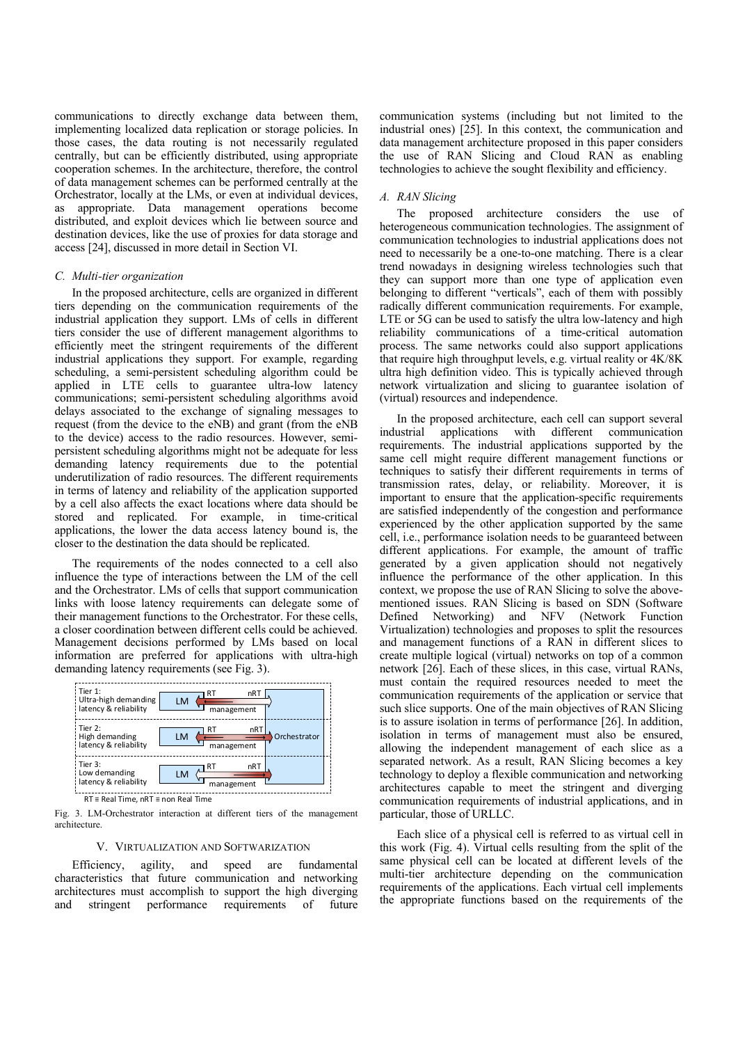communications to directly exchange data between them, implementing localized data replication or storage policies. In those cases, the data routing is not necessarily regulated centrally, but can be efficiently distributed, using appropriate cooperation schemes. In the architecture, therefore, the control of data management schemes can be performed centrally at the Orchestrator, locally at the LMs, or even at individual devices, as appropriate. Data management operations become distributed, and exploit devices which lie between source and destination devices, like the use of proxies for data storage and access [24], discussed in more detail in Section VI.

### C. Multi-tier organization

In the proposed architecture, cells are organized in different tiers depending on the communication requirements of the industrial application they support. LMs of cells in different tiers consider the use of different management algorithms to efficiently meet the stringent requirements of the different industrial applications they support. For example, regarding scheduling, a semi-persistent scheduling algorithm could be applied in LTE cells to guarantee ultra-low latency communications; semi-persistent scheduling algorithms avoid delays associated to the exchange of signaling messages to request (from the device to the eNB) and grant (from the eNB to the device) access to the radio resources. However, semi-persistent scheduling algorithms might not be adequate for less demanding latency requirements due to the potential underutilization of radio resources. The different requirements in terms of latency and reliability of the application supported by a cell also affects the exact locations where data should be stored and replicated. For example, in time-critical applications, the lower the data access latency bound is, the closer to the destination the data should be replicated.

The requirements of the nodes connected to a cell also influence the type of interactions between the LM of the cell and the Orchestrator. LMs of cells that support communication links with loose latency requirements can delegate some of their management functions to the Orchestrator. For these cells, a closer coordination between different cells could be achieved. Management decisions performed by LMs based on local information are preferred for applications with ultra-high demanding latency requirements (see Fig. 3).

Tier 1: Ultra-high demanding latency & reliability — LM — RT / nRT management
Tier 2: High demanding latency & reliability — LM — RT / nRT management — Orchestrator
Tier 3: Low demanding latency & reliability — LM — RT / nRT management
RT ≡ Real Time, nRT ≡ non Real Time

Fig. 3. LM-Orchestrator interaction at different tiers of the management architecture.

## V. Virtualization and Softwarization

Efficiency, agility, and speed are fundamental characteristics that future communication and networking architectures must accomplish to support the high diverging and stringent performance requirements of future communication systems (including but not limited to the industrial ones) [25]. In this context, the communication and data management architecture proposed in this paper considers the use of RAN Slicing and Cloud RAN as enabling technologies to achieve the sought flexibility and efficiency.

### A. RAN Slicing

The proposed architecture considers the use of heterogeneous communication technologies. The assignment of communication technologies to industrial applications does not need to necessarily be a one-to-one matching. There is a clear trend nowadays in designing wireless technologies such that they can support more than one type of application even belonging to different "verticals", each of them with possibly radically different communication requirements. For example, LTE or 5G can be used to satisfy the ultra low-latency and high reliability communications of a time-critical automation process. The same networks could also support applications that require high throughput levels, e.g. virtual reality or 4K/8K ultra high definition video. This is typically achieved through network virtualization and slicing to guarantee isolation of (virtual) resources and independence.

In the proposed architecture, each cell can support several industrial applications with different communication requirements. The industrial applications supported by the same cell might require different management functions or techniques to satisfy their different requirements in terms of transmission rates, delay, or reliability. Moreover, it is important to ensure that the application-specific requirements are satisfied independently of the congestion and performance experienced by the other application supported by the same cell, i.e., performance isolation needs to be guaranteed between different applications. For example, the amount of traffic generated by a given application should not negatively influence the performance of the other application. In this context, we propose the use of RAN Slicing to solve the above-mentioned issues. RAN Slicing is based on SDN (Software Defined Networking) and NFV (Network Function Virtualization) technologies and proposes to split the resources and management functions of a RAN in different slices to create multiple logical (virtual) networks on top of a common network [26]. Each of these slices, in this case, virtual RANs, must contain the required resources needed to meet the communication requirements of the application or service that such slice supports. One of the main objectives of RAN Slicing is to assure isolation in terms of performance [26]. In addition, isolation in terms of management must also be ensured, allowing the independent management of each slice as a separated network. As a result, RAN Slicing becomes a key technology to deploy a flexible communication and networking architectures capable to meet the stringent and diverging communication requirements of industrial applications, and in particular, those of URLLC.

Each slice of a physical cell is referred to as virtual cell in this work (Fig. 4). Virtual cells resulting from the split of the same physical cell can be located at different levels of the multi-tier architecture depending on the communication requirements of the applications. Each virtual cell implements the appropriate functions based on the requirements of the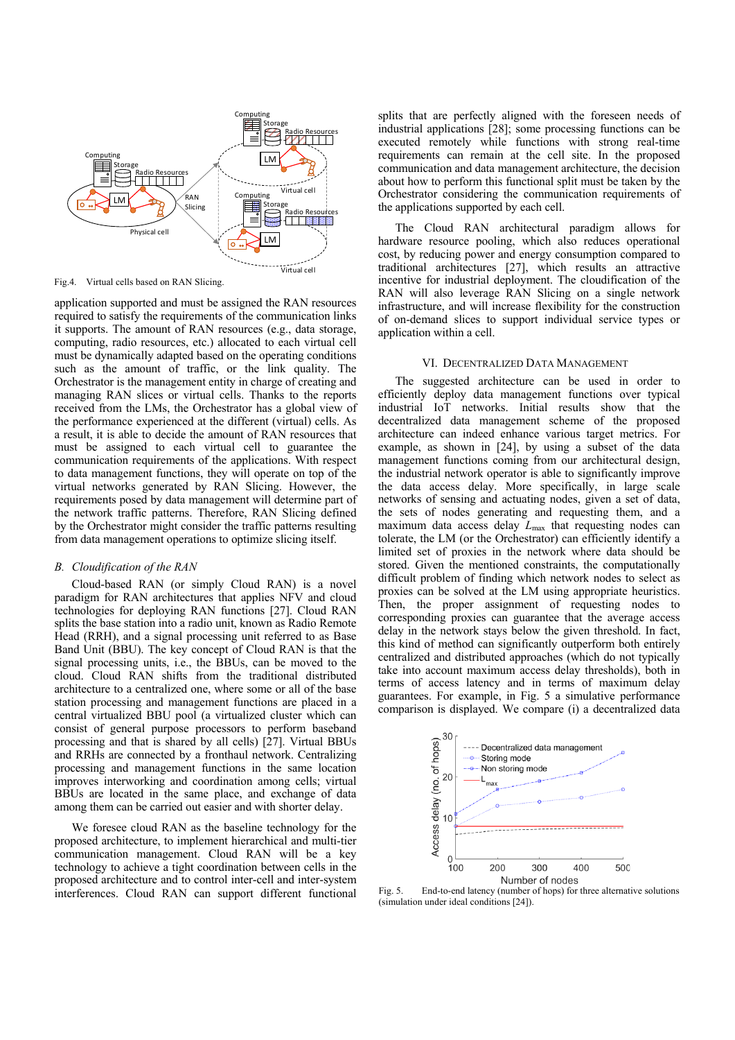Fig.4. Virtual cells based on RAN Slicing.

application supported and must be assigned the RAN resources required to satisfy the requirements of the communication links it supports. The amount of RAN resources (e.g., data storage, computing, radio resources, etc.) allocated to each virtual cell must be dynamically adapted based on the operating conditions such as the amount of traffic, or the link quality. The Orchestrator is the management entity in charge of creating and managing RAN slices or virtual cells. Thanks to the reports received from the LMs, the Orchestrator has a global view of the performance experienced at the different (virtual) cells. As a result, it is able to decide the amount of RAN resources that must be assigned to each virtual cell to guarantee the communication requirements of the applications. With respect to data management functions, they will operate on top of the virtual networks generated by RAN Slicing. However, the requirements posed by data management will determine part of the network traffic patterns. Therefore, RAN Slicing defined by the Orchestrator might consider the traffic patterns resulting from data management operations to optimize slicing itself.

### B. *Cloudification of the RAN*

Cloud-based RAN (or simply Cloud RAN) is a novel paradigm for RAN architectures that applies NFV and cloud technologies for deploying RAN functions [27]. Cloud RAN splits the base station into a radio unit, known as Radio Remote Head (RRH), and a signal processing unit referred to as Base Band Unit (BBU). The key concept of Cloud RAN is that the signal processing units, i.e., the BBUs, can be moved to the cloud. Cloud RAN shifts from the traditional distributed architecture to a centralized one, where some or all of the base station processing and management functions are placed in a central virtualized BBU pool (a virtualized cluster which can consist of general purpose processors to perform baseband processing and that is shared by all cells) [27]. Virtual BBUs and RRHs are connected by a fronthaul network. Centralizing processing and management functions in the same location improves interworking and coordination among cells; virtual BBUs are located in the same place, and exchange of data among them can be carried out easier and with shorter delay.

We foresee cloud RAN as the baseline technology for the proposed architecture, to implement hierarchical and multi-tier communication management. Cloud RAN will be a key technology to achieve a tight coordination between cells in the proposed architecture and to control inter-cell and inter-system interferences. Cloud RAN can support different functional splits that are perfectly aligned with the foreseen needs of industrial applications [28]; some processing functions can be executed remotely while functions with strong real-time requirements can remain at the cell site. In the proposed communication and data management architecture, the decision about how to perform this functional split must be taken by the Orchestrator considering the communication requirements of the applications supported by each cell.

The Cloud RAN architectural paradigm allows for hardware resource pooling, which also reduces operational cost, by reducing power and energy consumption compared to traditional architectures [27], which results an attractive incentive for industrial deployment. The cloudification of the RAN will also leverage RAN Slicing on a single network infrastructure, and will increase flexibility for the construction of on-demand slices to support individual service types or application within a cell.

## VI. Decentralized Data Management

The suggested architecture can be used in order to efficiently deploy data management functions over typical industrial IoT networks. Initial results show that the decentralized data management scheme of the proposed architecture can indeed enhance various target metrics. For example, as shown in [24], by using a subset of the data management functions coming from our architectural design, the industrial network operator is able to significantly improve the data access delay. More specifically, in large scale networks of sensing and actuating nodes, given a set of data, the sets of nodes generating and requesting them, and a maximum data access delay $L_{max}$ that requesting nodes can tolerate, the LM (or the Orchestrator) can efficiently identify a limited set of proxies in the network where data should be stored. Given the mentioned constraints, the computationally difficult problem of finding which network nodes to select as proxies can be solved at the LM using appropriate heuristics. Then, the proper assignment of requesting nodes to corresponding proxies can guarantee that the average access delay in the network stays below the given threshold. In fact, this kind of method can significantly outperform both entirely centralized and distributed approaches (which do not typically take into account maximum access delay thresholds), both in terms of access latency and in terms of maximum delay guarantees. For example, in Fig. 5 a simulative performance comparison is displayed. We compare (i) a decentralized data

Fig. 5. End-to-end latency (number of hops) for three alternative solutions (simulation under ideal conditions [24]).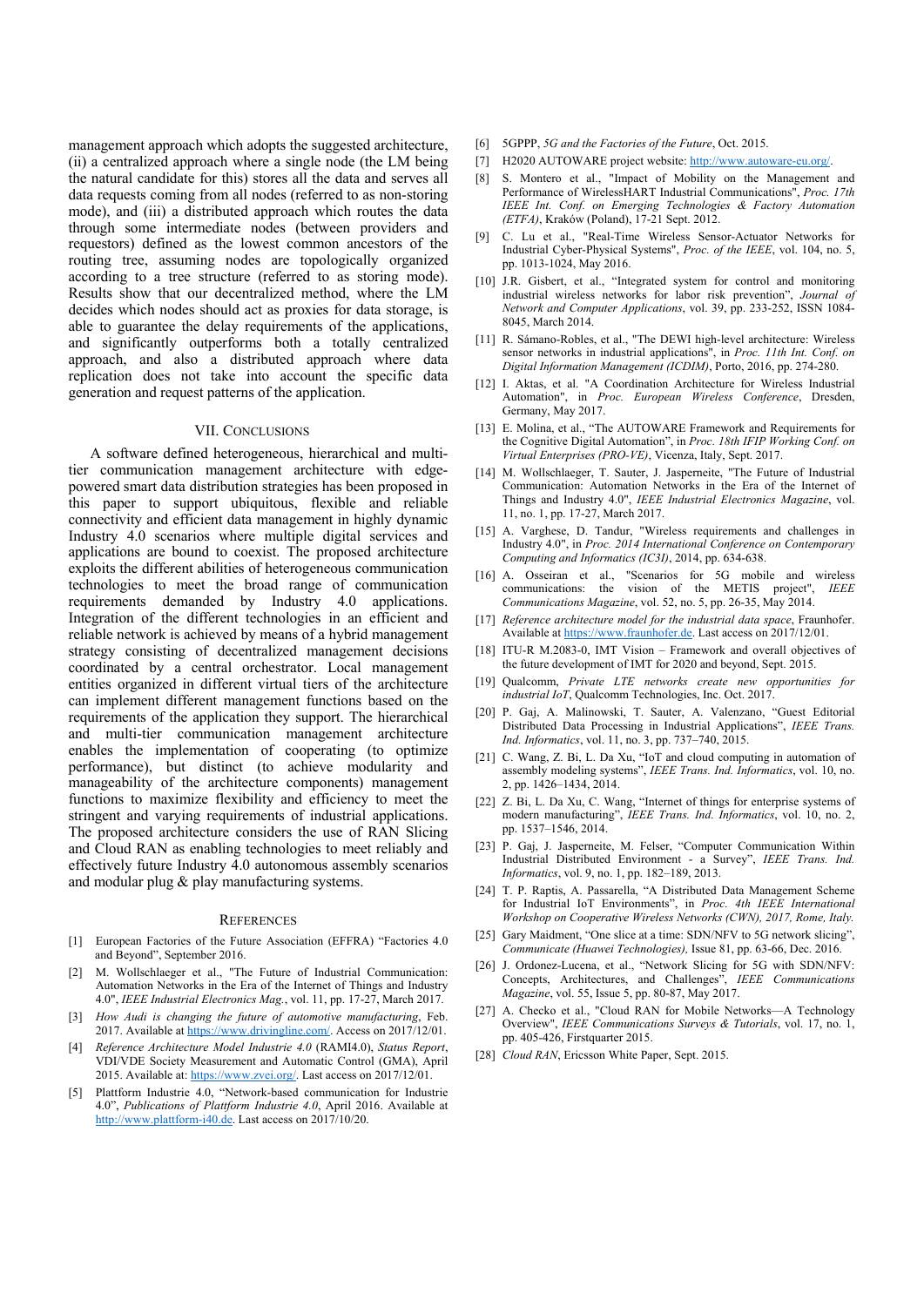management approach which adopts the suggested architecture, (ii) a centralized approach where a single node (the LM being the natural candidate for this) stores all the data and serves all data requests coming from all nodes (referred to as non-storing mode), and (iii) a distributed approach which routes the data through some intermediate nodes (between providers and requestors) defined as the lowest common ancestors of the routing tree, assuming nodes are topologically organized according to a tree structure (referred to as storing mode). Results show that our decentralized method, where the LM decides which nodes should act as proxies for data storage, is able to guarantee the delay requirements of the applications, and significantly outperforms both a totally centralized approach, and also a distributed approach where data replication does not take into account the specific data generation and request patterns of the application.

## VII. Conclusions

A software defined heterogeneous, hierarchical and multi-tier communication management architecture with edge-powered smart data distribution strategies has been proposed in this paper to support ubiquitous, flexible and reliable connectivity and efficient data management in highly dynamic Industry 4.0 scenarios where multiple digital services and applications are bound to coexist. The proposed architecture exploits the different abilities of heterogeneous communication technologies to meet the broad range of communication requirements demanded by Industry 4.0 applications. Integration of the different technologies in an efficient and reliable network is achieved by means of a hybrid management strategy consisting of decentralized management decisions coordinated by a central orchestrator. Local management entities organized in different virtual tiers of the architecture can implement different management functions based on the requirements of the application they support. The hierarchical and multi-tier communication management architecture enables the implementation of cooperating (to optimize performance), but distinct (to achieve modularity and manageability of the architecture components) management functions to maximize flexibility and efficiency to meet the stringent and varying requirements of industrial applications. The proposed architecture considers the use of RAN Slicing and Cloud RAN as enabling technologies to meet reliably and effectively future Industry 4.0 autonomous assembly scenarios and modular plug & play manufacturing systems.

## References

[1] European Factories of the Future Association (EFFRA) "Factories 4.0 and Beyond", September 2016.

[2] M. Wollschlaeger et al., "The Future of Industrial Communication: Automation Networks in the Era of the Internet of Things and Industry 4.0", *IEEE Industrial Electronics Mag.*, vol. 11, pp. 17-27, March 2017.

[3] *How Audi is changing the future of automotive manufacturing*, Feb. 2017. Available at https://www.drivingline.com/. Access on 2017/12/01.

[4] *Reference Architecture Model Industrie 4.0* (RAMI4.0), *Status Report*, VDI/VDE Society Measurement and Automatic Control (GMA), April 2015. Available at: https://www.zvei.org/. Last access on 2017/12/01.

[5] Plattform Industrie 4.0, "Network-based communication for Industrie 4.0", *Publications of Plattform Industrie 4.0*, April 2016. Available at http://www.plattform-i40.de. Last access on 2017/10/20.

[6] 5GPPP, *5G and the Factories of the Future*, Oct. 2015.

[7] H2020 AUTOWARE project website: http://www.autoware-eu.org/.

[8] S. Montero et al., "Impact of Mobility on the Management and Performance of WirelessHART Industrial Communications", *Proc. 17th IEEE Int. Conf. on Emerging Technologies & Factory Automation (ETFA)*, Kraków (Poland), 17-21 Sept. 2012.

[9] C. Lu et al., "Real-Time Wireless Sensor-Actuator Networks for Industrial Cyber-Physical Systems", *Proc. of the IEEE*, vol. 104, no. 5, pp. 1013-1024, May 2016.

[10] J.R. Gisbert, et al., "Integrated system for control and monitoring industrial wireless networks for labor risk prevention", *Journal of Network and Computer Applications*, vol. 39, pp. 233-252, ISSN 1084-8045, March 2014.

[11] R. Sámano-Robles, et al., "The DEWI high-level architecture: Wireless sensor networks in industrial applications", in *Proc. 11th Int. Conf. on Digital Information Management (ICDIM)*, Porto, 2016, pp. 274-280.

[12] I. Aktas, et al. "A Coordination Architecture for Wireless Industrial Automation", in *Proc. European Wireless Conference*, Dresden, Germany, May 2017.

[13] E. Molina, et al., "The AUTOWARE Framework and Requirements for the Cognitive Digital Automation", in *Proc. 18th IFIP Working Conf. on Virtual Enterprises (PRO-VE)*, Vicenza, Italy, Sept. 2017.

[14] M. Wollschlaeger, T. Sauter, J. Jasperneite, "The Future of Industrial Communication: Automation Networks in the Era of the Internet of Things and Industry 4.0", *IEEE Industrial Electronics Magazine*, vol. 11, no. 1, pp. 17-27, March 2017.

[15] A. Varghese, D. Tandur, "Wireless requirements and challenges in Industry 4.0", in *Proc. 2014 International Conference on Contemporary Computing and Informatics (IC3I)*, 2014, pp. 634-638.

[16] A. Osseiran et al., "Scenarios for 5G mobile and wireless communications: the vision of the METIS project", *IEEE Communications Magazine*, vol. 52, no. 5, pp. 26-35, May 2014.

[17] *Reference architecture model for the industrial data space*, Fraunhofer. Available at https://www.fraunhofer.de. Last access on 2017/12/01.

[18] ITU-R M.2083-0, IMT Vision – Framework and overall objectives of the future development of IMT for 2020 and beyond, Sept. 2015.

[19] Qualcomm, *Private LTE networks create new opportunities for industrial IoT*, Qualcomm Technologies, Inc. Oct. 2017.

[20] P. Gaj, A. Malinowski, T. Sauter, A. Valenzano, "Guest Editorial Distributed Data Processing in Industrial Applications", *IEEE Trans. Ind. Informatics*, vol. 11, no. 3, pp. 737–740, 2015.

[21] C. Wang, Z. Bi, L. Da Xu, "IoT and cloud computing in automation of assembly modeling systems", *IEEE Trans. Ind. Informatics*, vol. 10, no. 2, pp. 1426–1434, 2014.

[22] Z. Bi, L. Da Xu, C. Wang, "Internet of things for enterprise systems of modern manufacturing", *IEEE Trans. Ind. Informatics*, vol. 10, no. 2, pp. 1537–1546, 2014.

[23] P. Gaj, J. Jasperneite, M. Felser, "Computer Communication Within Industrial Distributed Environment - a Survey", *IEEE Trans. Ind. Informatics*, vol. 9, no. 1, pp. 182–189, 2013.

[24] T. P. Raptis, A. Passarella, "A Distributed Data Management Scheme for Industrial IoT Environments", in *Proc. 4th IEEE International Workshop on Cooperative Wireless Networks (CWN), 2017, Rome, Italy.*

[25] Gary Maidment, "One slice at a time: SDN/NFV to 5G network slicing", *Communicate (Huawei Technologies),* Issue 81, pp. 63-66, Dec. 2016.

[26] J. Ordonez-Lucena, et al., "Network Slicing for 5G with SDN/NFV: Concepts, Architectures, and Challenges", *IEEE Communications Magazine*, vol. 55, Issue 5, pp. 80-87, May 2017.

[27] A. Checko et al., "Cloud RAN for Mobile Networks—A Technology Overview", *IEEE Communications Surveys & Tutorials*, vol. 17, no. 1, pp. 405-426, Firstquarter 2015.

[28] *Cloud RAN*, Ericsson White Paper, Sept. 2015.